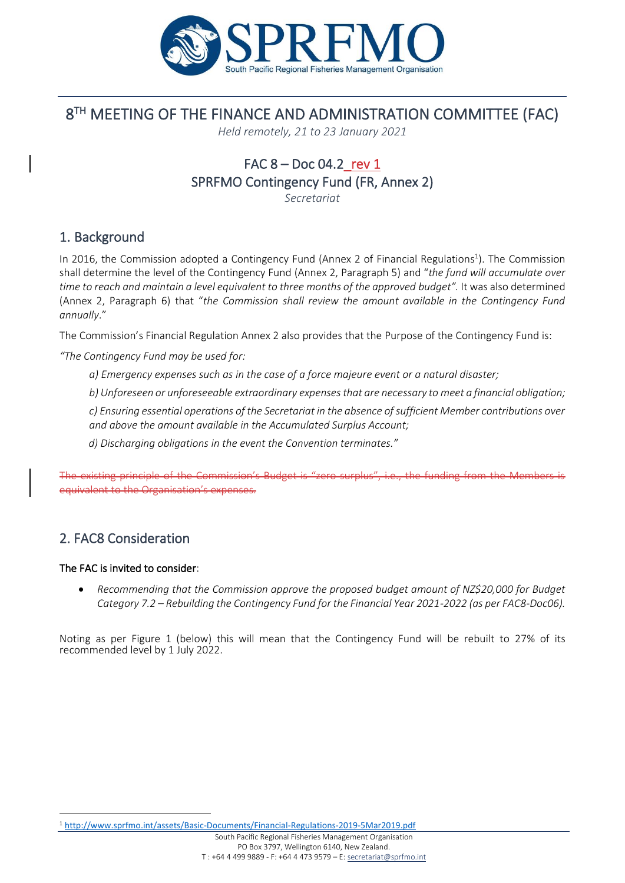# 8[TH] MEETING OF THE FINANCE AND ADMINISTRATION COMMITTEE (FAC)

*Held remotely, 21 to 23 January 2021*

## FAC 8 – Doc 04.2_rev 1
## SPRFMO Contingency Fund (FR, Annex 2)

*Secretariat*

## 1. Background

In 2016, the Commission adopted a Contingency Fund (Annex 2 of Financial Regulations[1]). The Commission shall determine the level of the Contingency Fund (Annex 2, Paragraph 5) and "*the fund will accumulate over time to reach and maintain a level equivalent to three months of the approved budget".* It was also determined (Annex 2, Paragraph 6) that "*the Commission shall review the amount available in the Contingency Fund annually*."

The Commission's Financial Regulation Annex 2 also provides that the Purpose of the Contingency Fund is:

*"The Contingency Fund may be used for:*

> *a) Emergency expenses such as in the case of a force majeure event or a natural disaster;*
>
> *b) Unforeseen or unforeseeable extraordinary expenses that are necessary to meet a financial obligation;*
>
> *c) Ensuring essential operations of the Secretariat in the absence of sufficient Member contributions over and above the amount available in the Accumulated Surplus Account;*
>
> *d) Discharging obligations in the event the Convention terminates."*

~~The existing principle of the Commission's Budget is "zero surplus", i.e., the funding from the Members is equivalent to the Organisation's expenses.~~

## 2. FAC8 Consideration

**The FAC is invited to consider**:

- *Recommending that the Commission approve the proposed budget amount of NZ$20,000 for Budget Category 7.2 – Rebuilding the Contingency Fund for the Financial Year 2021-2022 (as per FAC8-Doc06).*

Noting as per Figure 1 (below) this will mean that the Contingency Fund will be rebuilt to 27% of its recommended level by 1 July 2022.

[1] http://www.sprfmo.int/assets/Basic-Documents/Financial-Regulations-2019-5Mar2019.pdf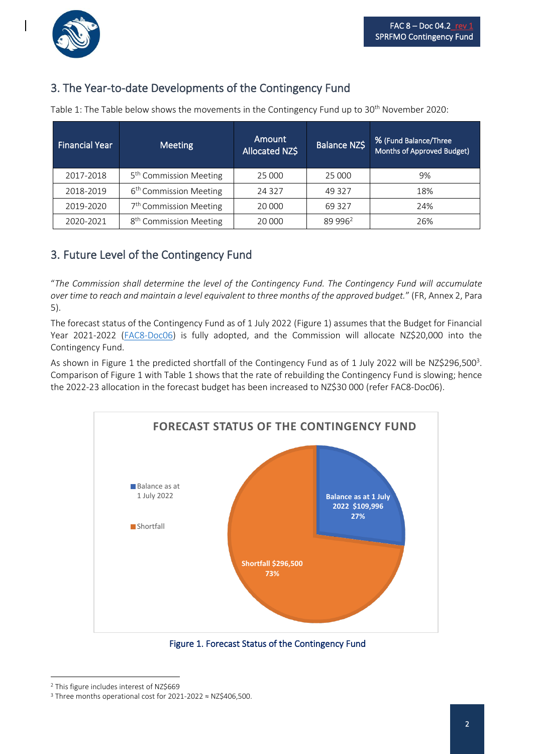## 3. The Year-to-date Developments of the Contingency Fund

Table 1: The Table below shows the movements in the Contingency Fund up to 30th November 2020:

| Financial Year | Meeting | Amount Allocated NZ$ | Balance NZ$ | % (Fund Balance/Three Months of Approved Budget) |
|---|---|---|---|---|
| 2017-2018 | 5th Commission Meeting | 25 000 | 25 000 | 9% |
| 2018-2019 | 6th Commission Meeting | 24 327 | 49 327 | 18% |
| 2019-2020 | 7th Commission Meeting | 20 000 | 69 327 | 24% |
| 2020-2021 | 8th Commission Meeting | 20 000 | 89 996[2] | 26% |

## 3. Future Level of the Contingency Fund

"*The Commission shall determine the level of the Contingency Fund. The Contingency Fund will accumulate over time to reach and maintain a level equivalent to three months of the approved budget.*" (FR, Annex 2, Para 5).

The forecast status of the Contingency Fund as of 1 July 2022 (Figure 1) assumes that the Budget for Financial Year 2021-2022 (FAC8-Doc06) is fully adopted, and the Commission will allocate NZ$20,000 into the Contingency Fund.

As shown in Figure 1 the predicted shortfall of the Contingency Fund as of 1 July 2022 will be NZ$296,500[3]. Comparison of Figure 1 with Table 1 shows that the rate of rebuilding the Contingency Fund is slowing; hence the 2022-23 allocation in the forecast budget has been increased to NZ$30 000 (refer FAC8-Doc06).

FORECAST STATUS OF THE CONTINGENCY FUND

Balance as at 1 July 2022

Shortfall

Balance as at 1 July 2022 $109,996 27%

Shortfall $296,500 73%

Figure 1. Forecast Status of the Contingency Fund

[2] This figure includes interest of NZ$669

[3] Three months operational cost for 2021-2022 ≈ NZ$406,500.